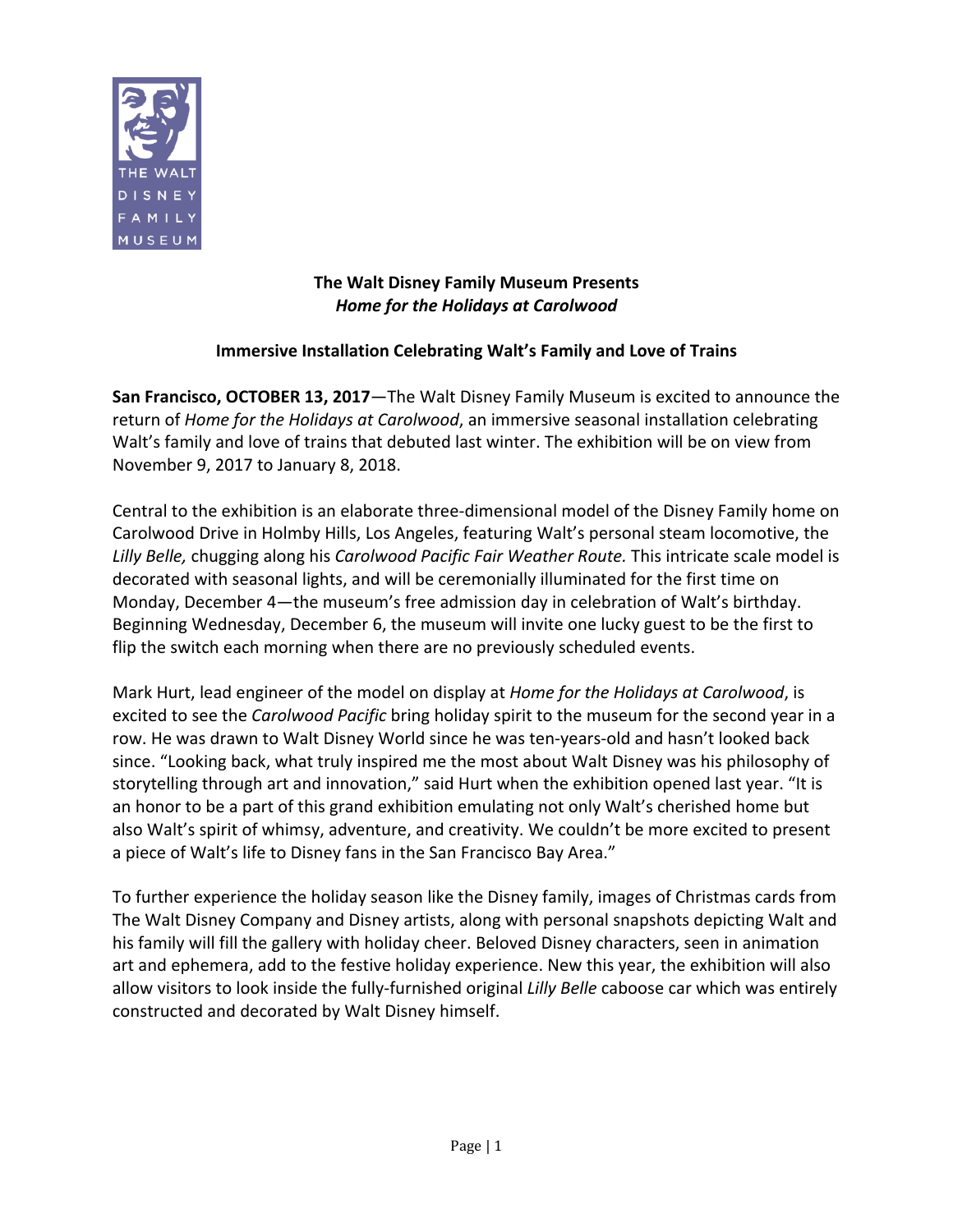THE WALT DISNEY FAMILY MUSEUM

**The Walt Disney Family Museum Presents**
***Home for the Holidays at Carolwood***

**Immersive Installation Celebrating Walt's Family and Love of Trains**

**San Francisco, OCTOBER 13, 2017**—The Walt Disney Family Museum is excited to announce the return of *Home for the Holidays at Carolwood*, an immersive seasonal installation celebrating Walt's family and love of trains that debuted last winter. The exhibition will be on view from November 9, 2017 to January 8, 2018.

Central to the exhibition is an elaborate three-dimensional model of the Disney Family home on Carolwood Drive in Holmby Hills, Los Angeles, featuring Walt's personal steam locomotive, the *Lilly Belle,* chugging along his *Carolwood Pacific Fair Weather Route.* This intricate scale model is decorated with seasonal lights, and will be ceremonially illuminated for the first time on Monday, December 4—the museum's free admission day in celebration of Walt's birthday. Beginning Wednesday, December 6, the museum will invite one lucky guest to be the first to flip the switch each morning when there are no previously scheduled events.

Mark Hurt, lead engineer of the model on display at *Home for the Holidays at Carolwood*, is excited to see the *Carolwood Pacific* bring holiday spirit to the museum for the second year in a row. He was drawn to Walt Disney World since he was ten-years-old and hasn't looked back since. "Looking back, what truly inspired me the most about Walt Disney was his philosophy of storytelling through art and innovation," said Hurt when the exhibition opened last year. "It is an honor to be a part of this grand exhibition emulating not only Walt's cherished home but also Walt's spirit of whimsy, adventure, and creativity. We couldn't be more excited to present a piece of Walt's life to Disney fans in the San Francisco Bay Area."

To further experience the holiday season like the Disney family, images of Christmas cards from The Walt Disney Company and Disney artists, along with personal snapshots depicting Walt and his family will fill the gallery with holiday cheer. Beloved Disney characters, seen in animation art and ephemera, add to the festive holiday experience. New this year, the exhibition will also allow visitors to look inside the fully-furnished original *Lilly Belle* caboose car which was entirely constructed and decorated by Walt Disney himself.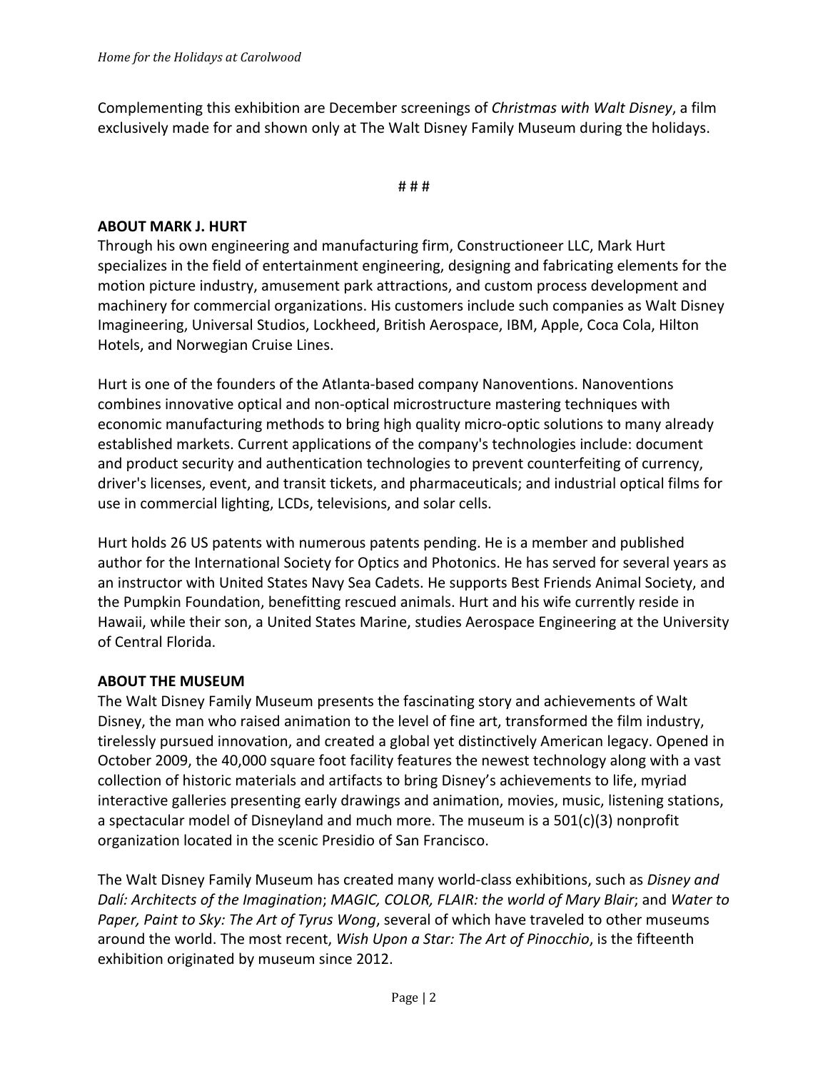Complementing this exhibition are December screenings of *Christmas with Walt Disney*, a film exclusively made for and shown only at The Walt Disney Family Museum during the holidays.

# # #

**ABOUT MARK J. HURT**

Through his own engineering and manufacturing firm, Constructioneer LLC, Mark Hurt specializes in the field of entertainment engineering, designing and fabricating elements for the motion picture industry, amusement park attractions, and custom process development and machinery for commercial organizations. His customers include such companies as Walt Disney Imagineering, Universal Studios, Lockheed, British Aerospace, IBM, Apple, Coca Cola, Hilton Hotels, and Norwegian Cruise Lines.

Hurt is one of the founders of the Atlanta-based company Nanoventions. Nanoventions combines innovative optical and non-optical microstructure mastering techniques with economic manufacturing methods to bring high quality micro-optic solutions to many already established markets. Current applications of the company's technologies include: document and product security and authentication technologies to prevent counterfeiting of currency, driver's licenses, event, and transit tickets, and pharmaceuticals; and industrial optical films for use in commercial lighting, LCDs, televisions, and solar cells.

Hurt holds 26 US patents with numerous patents pending. He is a member and published author for the International Society for Optics and Photonics. He has served for several years as an instructor with United States Navy Sea Cadets. He supports Best Friends Animal Society, and the Pumpkin Foundation, benefitting rescued animals. Hurt and his wife currently reside in Hawaii, while their son, a United States Marine, studies Aerospace Engineering at the University of Central Florida.

**ABOUT THE MUSEUM**

The Walt Disney Family Museum presents the fascinating story and achievements of Walt Disney, the man who raised animation to the level of fine art, transformed the film industry, tirelessly pursued innovation, and created a global yet distinctively American legacy. Opened in October 2009, the 40,000 square foot facility features the newest technology along with a vast collection of historic materials and artifacts to bring Disney's achievements to life, myriad interactive galleries presenting early drawings and animation, movies, music, listening stations, a spectacular model of Disneyland and much more. The museum is a 501(c)(3) nonprofit organization located in the scenic Presidio of San Francisco.

The Walt Disney Family Museum has created many world-class exhibitions, such as *Disney and Dalí: Architects of the Imagination*; *MAGIC, COLOR, FLAIR: the world of Mary Blair*; and *Water to Paper, Paint to Sky: The Art of Tyrus Wong*, several of which have traveled to other museums around the world. The most recent, *Wish Upon a Star: The Art of Pinocchio*, is the fifteenth exhibition originated by museum since 2012.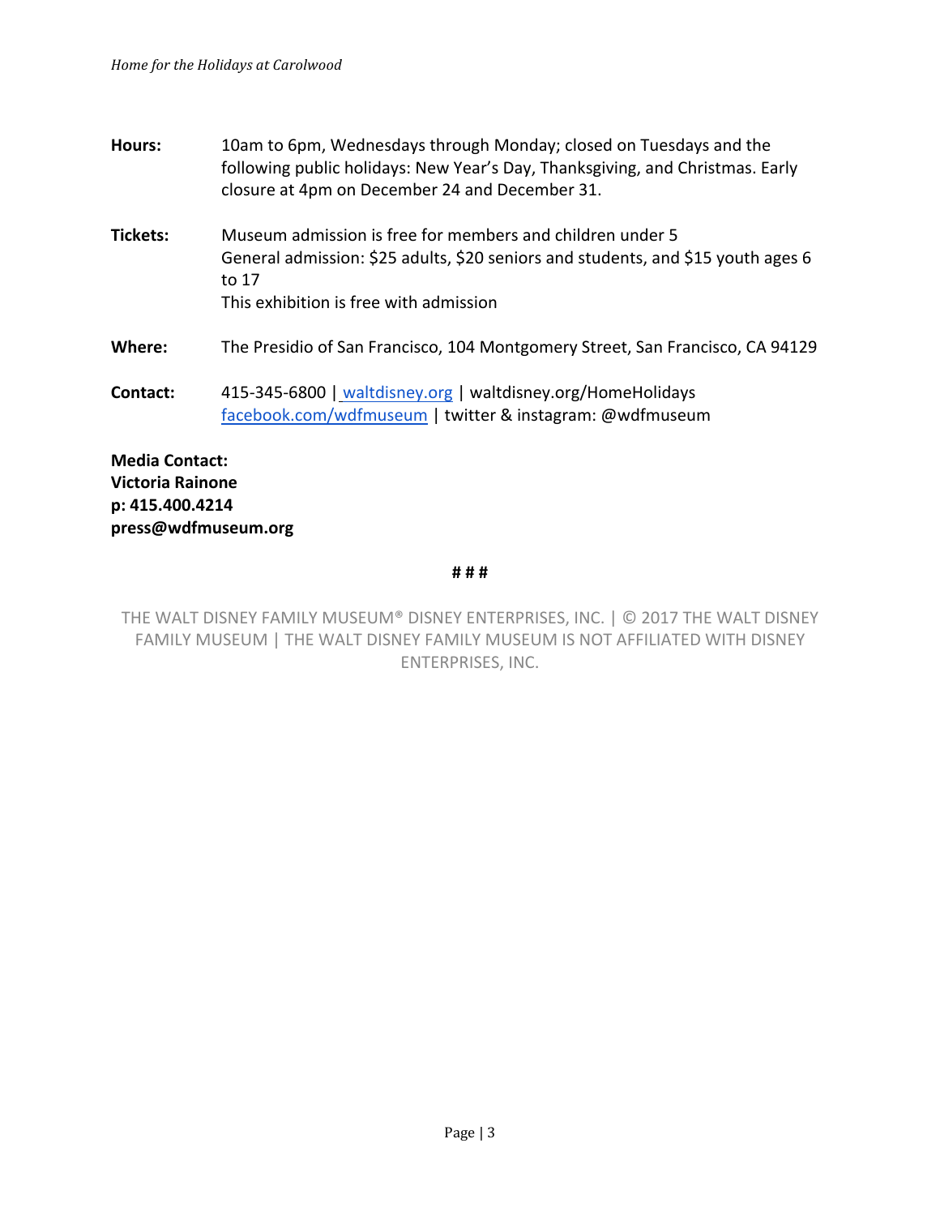**Hours:** 10am to 6pm, Wednesdays through Monday; closed on Tuesdays and the following public holidays: New Year's Day, Thanksgiving, and Christmas. Early closure at 4pm on December 24 and December 31.

**Tickets:** Museum admission is free for members and children under 5
General admission: $25 adults, $20 seniors and students, and $15 youth ages 6 to 17
This exhibition is free with admission

**Where:** The Presidio of San Francisco, 104 Montgomery Street, San Francisco, CA 94129

**Contact:** 415-345-6800 | waltdisney.org | waltdisney.org/HomeHolidays
facebook.com/wdfmuseum | twitter & instagram: @wdfmuseum

**Media Contact:**
**Victoria Rainone**
**p: 415.400.4214**
**press@wdfmuseum.org**

**# # #**

THE WALT DISNEY FAMILY MUSEUM® DISNEY ENTERPRISES, INC. | © 2017 THE WALT DISNEY FAMILY MUSEUM | THE WALT DISNEY FAMILY MUSEUM IS NOT AFFILIATED WITH DISNEY ENTERPRISES, INC.